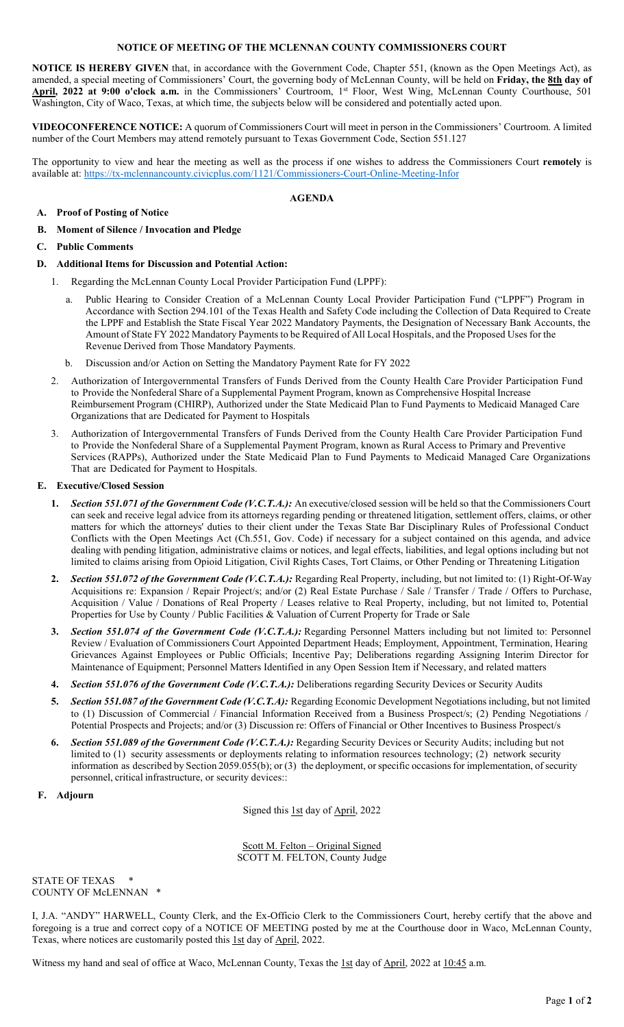# NOTICE OF MEETING OF THE MCLENNAN COUNTY COMMISSIONERS COURT

**NOTICE IS HEREBY GIVEN** that, in accordance with the Government Code, Chapter 551, (known as the Open Meetings Act), as amended, a special meeting of Commissioners' Court, the governing body of McLennan County, will be held on **Friday, the 8th day of April, 2022 at 9:00 o'clock a.m.** in the Commissioners' Courtroom, 1st Floor, West Wing, McLennan County Courthouse, 501 Washington, City of Waco, Texas, at which time, the subjects below will be considered and potentially acted upon.

**VIDEOCONFERENCE NOTICE:** A quorum of Commissioners Court will meet in person in the Commissioners' Courtroom. A limited number of the Court Members may attend remotely pursuant to Texas Government Code, Section 551.127

The opportunity to view and hear the meeting as well as the process if one wishes to address the Commissioners Court **remotely** is available at: https://tx-mclennancounty.civicplus.com/1121/Commissioners-Court-Online-Meeting-Infor

## AGENDA

**A. Proof of Posting of Notice**

**B. Moment of Silence / Invocation and Pledge**

**C. Public Comments**

**D. Additional Items for Discussion and Potential Action:**

1. Regarding the McLennan County Local Provider Participation Fund (LPPF):
   a. Public Hearing to Consider Creation of a McLennan County Local Provider Participation Fund ("LPPF") Program in Accordance with Section 294.101 of the Texas Health and Safety Code including the Collection of Data Required to Create the LPPF and Establish the State Fiscal Year 2022 Mandatory Payments, the Designation of Necessary Bank Accounts, the Amount of State FY 2022 Mandatory Payments to be Required of All Local Hospitals, and the Proposed Uses for the Revenue Derived from Those Mandatory Payments.
   b. Discussion and/or Action on Setting the Mandatory Payment Rate for FY 2022
2. Authorization of Intergovernmental Transfers of Funds Derived from the County Health Care Provider Participation Fund to Provide the Nonfederal Share of a Supplemental Payment Program, known as Comprehensive Hospital Increase Reimbursement Program (CHIRP), Authorized under the State Medicaid Plan to Fund Payments to Medicaid Managed Care Organizations that are Dedicated for Payment to Hospitals
3. Authorization of Intergovernmental Transfers of Funds Derived from the County Health Care Provider Participation Fund to Provide the Nonfederal Share of a Supplemental Payment Program, known as Rural Access to Primary and Preventive Services (RAPPs), Authorized under the State Medicaid Plan to Fund Payments to Medicaid Managed Care Organizations That are Dedicated for Payment to Hospitals.

**E. Executive/Closed Session**

1. ***Section 551.071 of the Government Code (V.C.T.A.):*** An executive/closed session will be held so that the Commissioners Court can seek and receive legal advice from its attorneys regarding pending or threatened litigation, settlement offers, claims, or other matters for which the attorneys' duties to their client under the Texas State Bar Disciplinary Rules of Professional Conduct Conflicts with the Open Meetings Act (Ch.551, Gov. Code) if necessary for a subject contained on this agenda, and advice dealing with pending litigation, administrative claims or notices, and legal effects, liabilities, and legal options including but not limited to claims arising from Opioid Litigation, Civil Rights Cases, Tort Claims, or Other Pending or Threatening Litigation
2. ***Section 551.072 of the Government Code (V.C.T.A.):*** Regarding Real Property, including, but not limited to: (1) Right-Of-Way Acquisitions re: Expansion / Repair Project/s; and/or (2) Real Estate Purchase / Sale / Transfer / Trade / Offers to Purchase, Acquisition / Value / Donations of Real Property / Leases relative to Real Property, including, but not limited to, Potential Properties for Use by County / Public Facilities & Valuation of Current Property for Trade or Sale
3. ***Section 551.074 of the Government Code (V.C.T.A.):*** Regarding Personnel Matters including but not limited to: Personnel Review / Evaluation of Commissioners Court Appointed Department Heads; Employment, Appointment, Termination, Hearing Grievances Against Employees or Public Officials; Incentive Pay; Deliberations regarding Assigning Interim Director for Maintenance of Equipment; Personnel Matters Identified in any Open Session Item if Necessary, and related matters
4. ***Section 551.076 of the Government Code (V.C.T.A.):*** Deliberations regarding Security Devices or Security Audits
5. ***Section 551.087 of the Government Code (V.C.T.A):*** Regarding Economic Development Negotiations including, but not limited to (1) Discussion of Commercial / Financial Information Received from a Business Prospect/s; (2) Pending Negotiations / Potential Prospects and Projects; and/or (3) Discussion re: Offers of Financial or Other Incentives to Business Prospect/s
6. ***Section 551.089 of the Government Code (V.C.T.A.):*** Regarding Security Devices or Security Audits; including but not limited to (1) security assessments or deployments relating to information resources technology; (2) network security information as described by Section 2059.055(b); or (3) the deployment, or specific occasions for implementation, of security personnel, critical infrastructure, or security devices::

**F. Adjourn**

Signed this 1st day of April, 2022

Scott M. Felton – Original Signed
SCOTT M. FELTON, County Judge

STATE OF TEXAS *
COUNTY OF McLENNAN *

I, J.A. "ANDY" HARWELL, County Clerk, and the Ex-Officio Clerk to the Commissioners Court, hereby certify that the above and foregoing is a true and correct copy of a NOTICE OF MEETING posted by me at the Courthouse door in Waco, McLennan County, Texas, where notices are customarily posted this 1st day of April, 2022.

Witness my hand and seal of office at Waco, McLennan County, Texas the 1st day of April, 2022 at 10:45 a.m.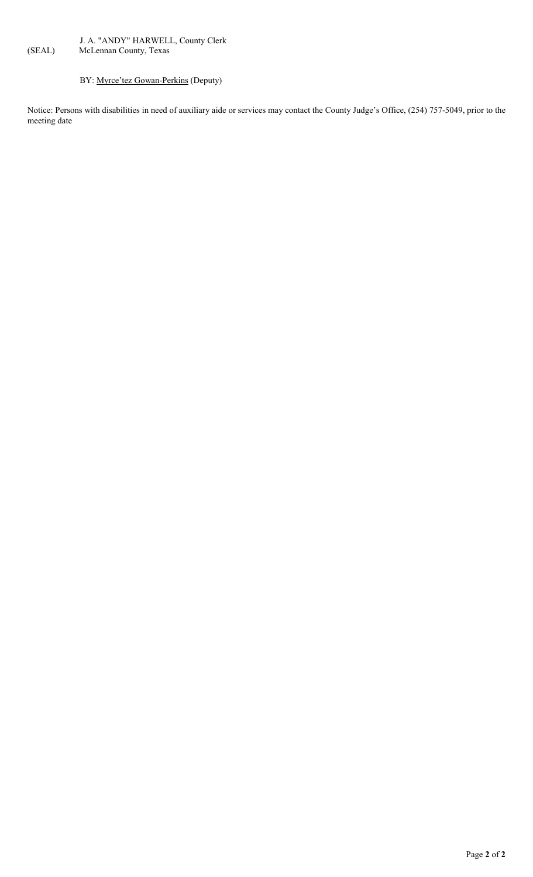J. A. "ANDY" HARWELL, County Clerk
(SEAL) McLennan County, Texas

BY: Myrce'tez Gowan-Perkins (Deputy)

Notice: Persons with disabilities in need of auxiliary aide or services may contact the County Judge's Office, (254) 757-5049, prior to the meeting date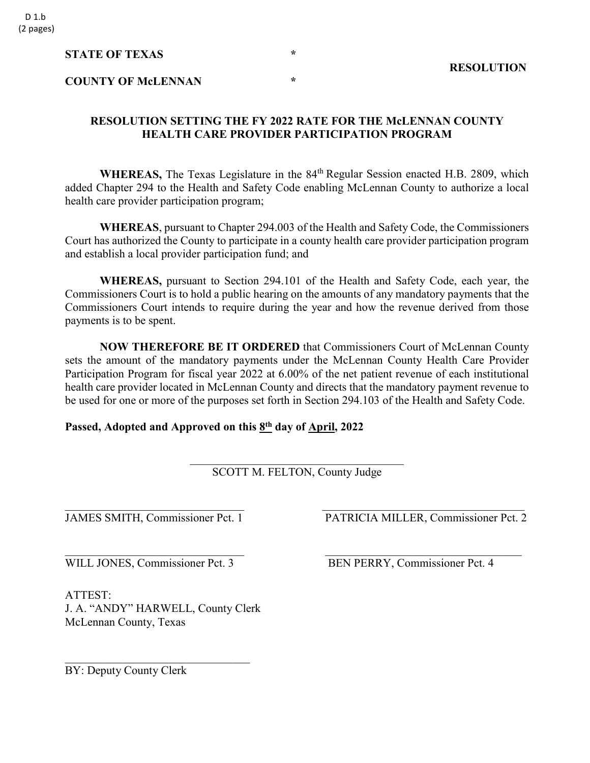**STATE OF TEXAS** *

**RESOLUTION**

**COUNTY OF McLENNAN** *

## RESOLUTION SETTING THE FY 2022 RATE FOR THE McLENNAN COUNTY HEALTH CARE PROVIDER PARTICIPATION PROGRAM

**WHEREAS,** The Texas Legislature in the 84th Regular Session enacted H.B. 2809, which added Chapter 294 to the Health and Safety Code enabling McLennan County to authorize a local health care provider participation program;

**WHEREAS**, pursuant to Chapter 294.003 of the Health and Safety Code, the Commissioners Court has authorized the County to participate in a county health care provider participation program and establish a local provider participation fund; and

**WHEREAS,** pursuant to Section 294.101 of the Health and Safety Code, each year, the Commissioners Court is to hold a public hearing on the amounts of any mandatory payments that the Commissioners Court intends to require during the year and how the revenue derived from those payments is to be spent.

**NOW THEREFORE BE IT ORDERED** that Commissioners Court of McLennan County sets the amount of the mandatory payments under the McLennan County Health Care Provider Participation Program for fiscal year 2022 at 6.00% of the net patient revenue of each institutional health care provider located in McLennan County and directs that the mandatory payment revenue to be used for one or more of the purposes set forth in Section 294.103 of the Health and Safety Code.

**Passed, Adopted and Approved on this 8th day of April, 2022**

\_\_\_\_\_\_\_\_\_\_\_\_\_\_\_\_\_\_\_\_\_\_\_\_\_\_\_\_\_\_\_\_\_\_\_\_\_\_
SCOTT M. FELTON, County Judge

\_\_\_\_\_\_\_\_\_\_\_\_\_\_\_\_\_\_\_\_\_\_\_\_\_\_\_\_\_\_\_\_
JAMES SMITH, Commissioner Pct. 1

\_\_\_\_\_\_\_\_\_\_\_\_\_\_\_\_\_\_\_\_\_\_\_\_\_\_\_\_\_\_\_\_
PATRICIA MILLER, Commissioner Pct. 2

\_\_\_\_\_\_\_\_\_\_\_\_\_\_\_\_\_\_\_\_\_\_\_\_\_\_\_\_\_\_\_\_
WILL JONES, Commissioner Pct. 3

\_\_\_\_\_\_\_\_\_\_\_\_\_\_\_\_\_\_\_\_\_\_\_\_\_\_\_\_\_\_\_\_
BEN PERRY, Commissioner Pct. 4

ATTEST:
J. A. "ANDY" HARWELL, County Clerk
McLennan County, Texas

\_\_\_\_\_\_\_\_\_\_\_\_\_\_\_\_\_\_\_\_\_\_\_\_\_\_\_\_\_\_\_\_
BY: Deputy County Clerk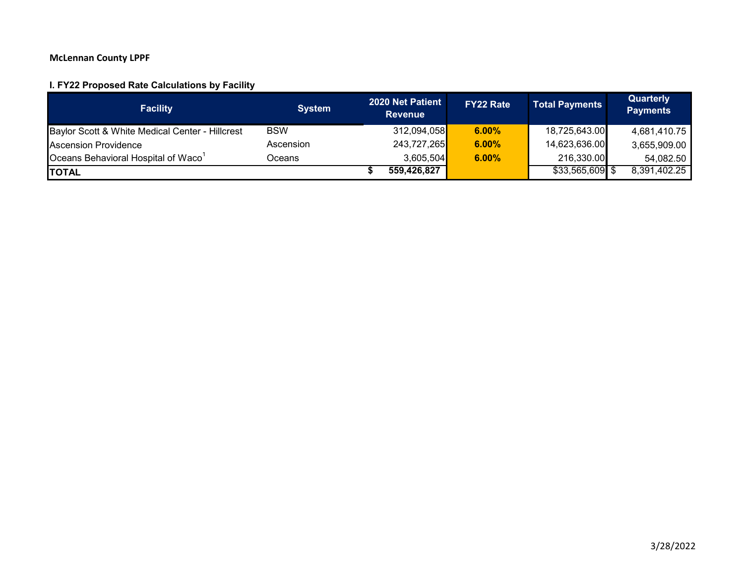**McLennan County LPPF**

**I. FY22 Proposed Rate Calculations by Facility**

| Facility | System | 2020 Net Patient Revenue | FY22 Rate | Total Payments | Quarterly Payments |
|---|---|---|---|---|---|
| Baylor Scott & White Medical Center - Hillcrest | BSW | 312,094,058 | **6.00%** | 18,725,643.00 | 4,681,410.75 |
| Ascension Providence | Ascension | 243,727,265 | **6.00%** | 14,623,636.00 | 3,655,909.00 |
| Oceans Behavioral Hospital of Waco[1] | Oceans | 3,605,504 | **6.00%** | 216,330.00 | 54,082.50 |
| **TOTAL** | | **$ 559,426,827** | | $33,565,609 | $ 8,391,402.25 |

3/28/2022